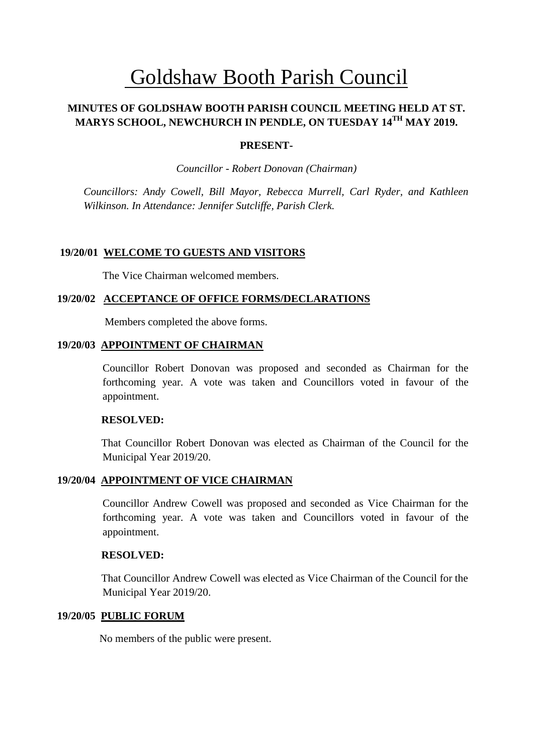# Goldshaw Booth Parish Council

**MINUTES OF GOLDSHAW BOOTH PARISH COUNCIL MEETING HELD AT ST. MARYS SCHOOL, NEWCHURCH IN PENDLE, ON TUESDAY 14TH MAY 2019.**

**PRESENT-**

*Councillor - Robert Donovan (Chairman)*

*Councillors: Andy Cowell, Bill Mayor, Rebecca Murrell, Carl Ryder, and Kathleen Wilkinson. In Attendance: Jennifer Sutcliffe, Parish Clerk.*

**19/20/01 WELCOME TO GUESTS AND VISITORS**

The Vice Chairman welcomed members.

**19/20/02 ACCEPTANCE OF OFFICE FORMS/DECLARATIONS**

Members completed the above forms.

**19/20/03 APPOINTMENT OF CHAIRMAN**

Councillor Robert Donovan was proposed and seconded as Chairman for the forthcoming year. A vote was taken and Councillors voted in favour of the appointment.

**RESOLVED:**

That Councillor Robert Donovan was elected as Chairman of the Council for the Municipal Year 2019/20.

**19/20/04 APPOINTMENT OF VICE CHAIRMAN**

Councillor Andrew Cowell was proposed and seconded as Vice Chairman for the forthcoming year. A vote was taken and Councillors voted in favour of the appointment.

**RESOLVED:**

That Councillor Andrew Cowell was elected as Vice Chairman of the Council for the Municipal Year 2019/20.

**19/20/05 PUBLIC FORUM**

No members of the public were present.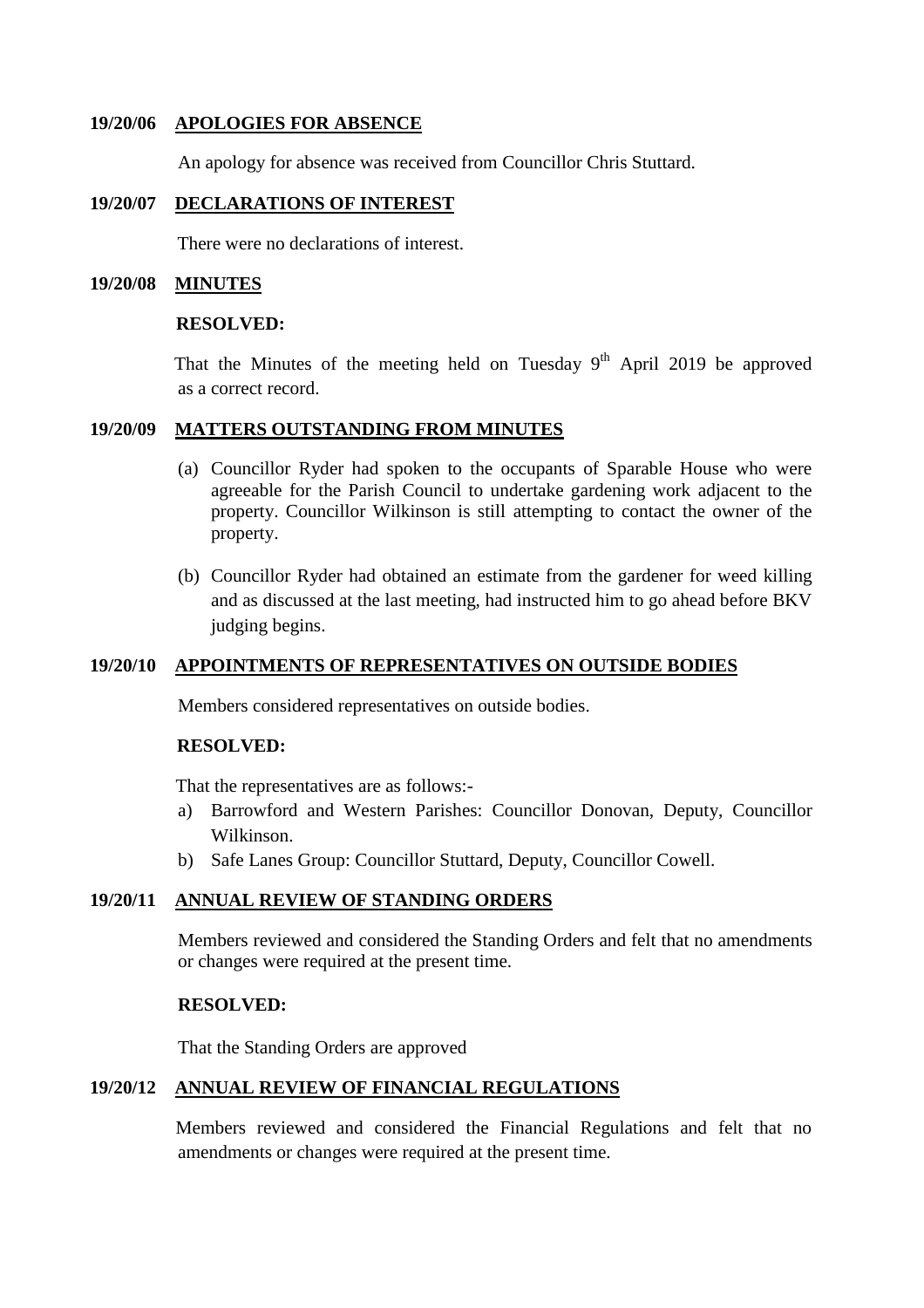**19/20/06 APOLOGIES FOR ABSENCE**

An apology for absence was received from Councillor Chris Stuttard.

**19/20/07 DECLARATIONS OF INTEREST**

There were no declarations of interest.

**19/20/08 MINUTES**

**RESOLVED:**

That the Minutes of the meeting held on Tuesday 9th April 2019 be approved as a correct record.

**19/20/09 MATTERS OUTSTANDING FROM MINUTES**

(a) Councillor Ryder had spoken to the occupants of Sparable House who were agreeable for the Parish Council to undertake gardening work adjacent to the property. Councillor Wilkinson is still attempting to contact the owner of the property.

(b) Councillor Ryder had obtained an estimate from the gardener for weed killing and as discussed at the last meeting, had instructed him to go ahead before BKV judging begins.

**19/20/10 APPOINTMENTS OF REPRESENTATIVES ON OUTSIDE BODIES**

Members considered representatives on outside bodies.

**RESOLVED:**

That the representatives are as follows:-

a) Barrowford and Western Parishes: Councillor Donovan, Deputy, Councillor Wilkinson.
b) Safe Lanes Group: Councillor Stuttard, Deputy, Councillor Cowell.

**19/20/11 ANNUAL REVIEW OF STANDING ORDERS**

Members reviewed and considered the Standing Orders and felt that no amendments or changes were required at the present time.

**RESOLVED:**

That the Standing Orders are approved

**19/20/12 ANNUAL REVIEW OF FINANCIAL REGULATIONS**

Members reviewed and considered the Financial Regulations and felt that no amendments or changes were required at the present time.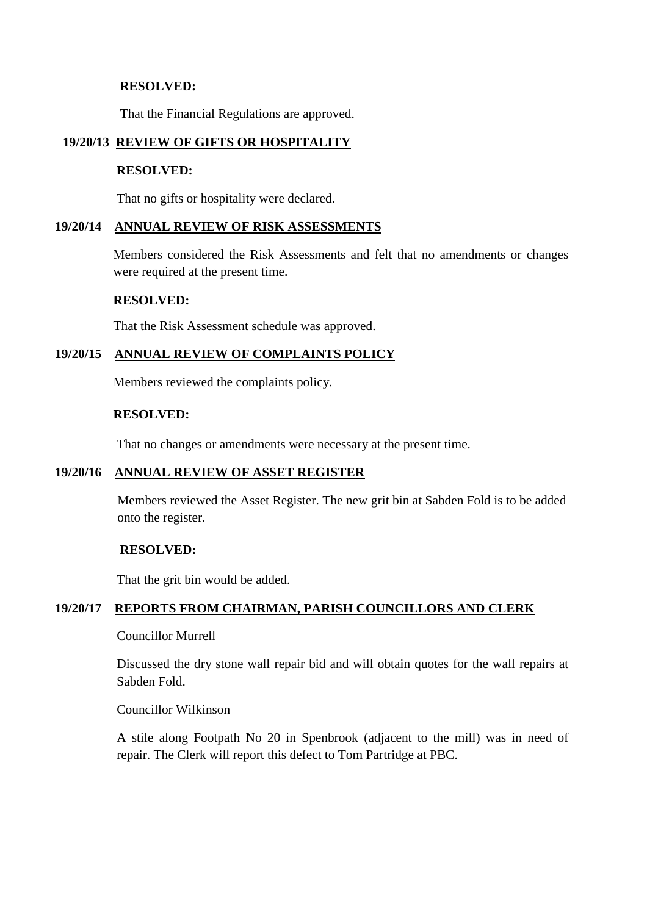**RESOLVED:**

That the Financial Regulations are approved.

## 19/20/13 REVIEW OF GIFTS OR HOSPITALITY

**RESOLVED:**

That no gifts or hospitality were declared.

## 19/20/14 ANNUAL REVIEW OF RISK ASSESSMENTS

Members considered the Risk Assessments and felt that no amendments or changes were required at the present time.

**RESOLVED:**

That the Risk Assessment schedule was approved.

## 19/20/15 ANNUAL REVIEW OF COMPLAINTS POLICY

Members reviewed the complaints policy.

**RESOLVED:**

That no changes or amendments were necessary at the present time.

## 19/20/16 ANNUAL REVIEW OF ASSET REGISTER

Members reviewed the Asset Register. The new grit bin at Sabden Fold is to be added onto the register.

**RESOLVED:**

That the grit bin would be added.

## 19/20/17 REPORTS FROM CHAIRMAN, PARISH COUNCILLORS AND CLERK

Councillor Murrell

Discussed the dry stone wall repair bid and will obtain quotes for the wall repairs at Sabden Fold.

Councillor Wilkinson

A stile along Footpath No 20 in Spenbrook (adjacent to the mill) was in need of repair. The Clerk will report this defect to Tom Partridge at PBC.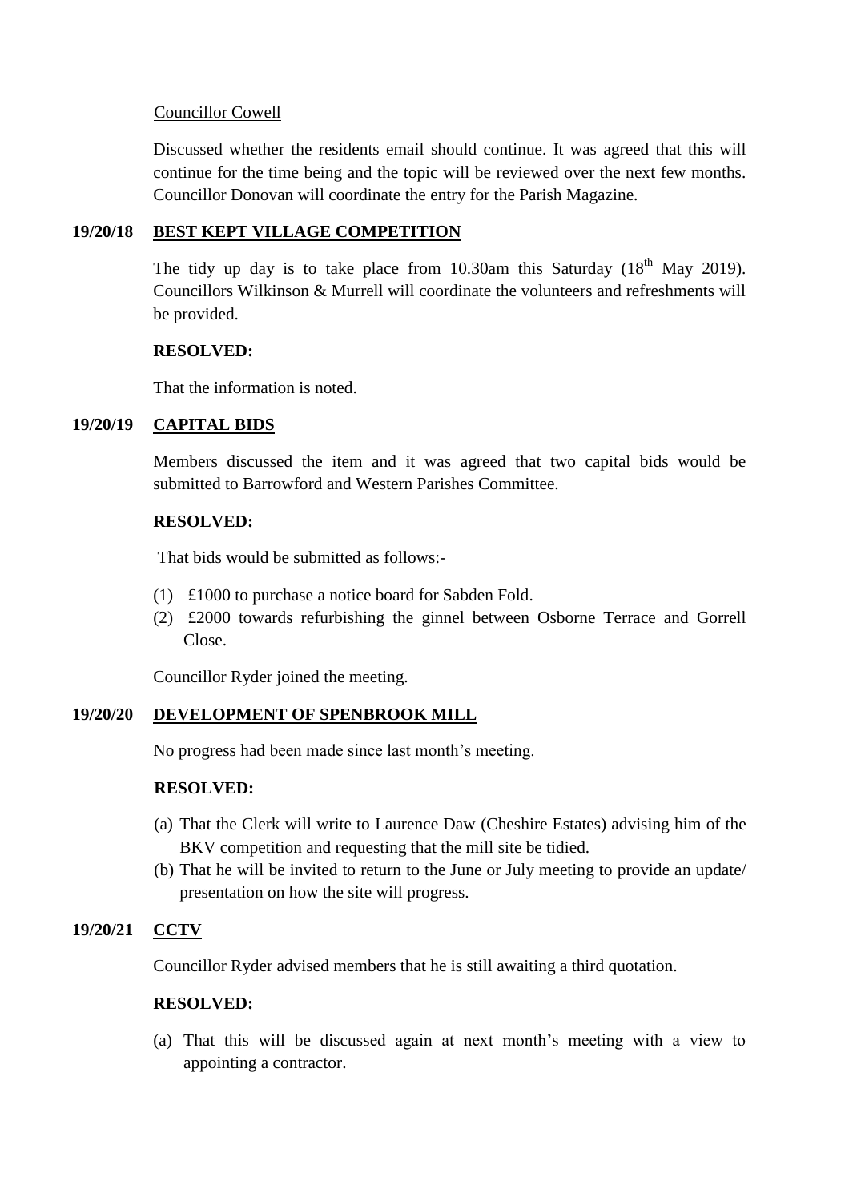Councillor Cowell

Discussed whether the residents email should continue. It was agreed that this will continue for the time being and the topic will be reviewed over the next few months. Councillor Donovan will coordinate the entry for the Parish Magazine.

## 19/20/18 BEST KEPT VILLAGE COMPETITION

The tidy up day is to take place from 10.30am this Saturday (18th May 2019). Councillors Wilkinson & Murrell will coordinate the volunteers and refreshments will be provided.

**RESOLVED:**

That the information is noted.

## 19/20/19 CAPITAL BIDS

Members discussed the item and it was agreed that two capital bids would be submitted to Barrowford and Western Parishes Committee.

**RESOLVED:**

That bids would be submitted as follows:-

(1) £1000 to purchase a notice board for Sabden Fold.
(2) £2000 towards refurbishing the ginnel between Osborne Terrace and Gorrell Close.

Councillor Ryder joined the meeting.

## 19/20/20 DEVELOPMENT OF SPENBROOK MILL

No progress had been made since last month's meeting.

**RESOLVED:**

(a) That the Clerk will write to Laurence Daw (Cheshire Estates) advising him of the BKV competition and requesting that the mill site be tidied.
(b) That he will be invited to return to the June or July meeting to provide an update/ presentation on how the site will progress.

## 19/20/21 CCTV

Councillor Ryder advised members that he is still awaiting a third quotation.

**RESOLVED:**

(a) That this will be discussed again at next month's meeting with a view to appointing a contractor.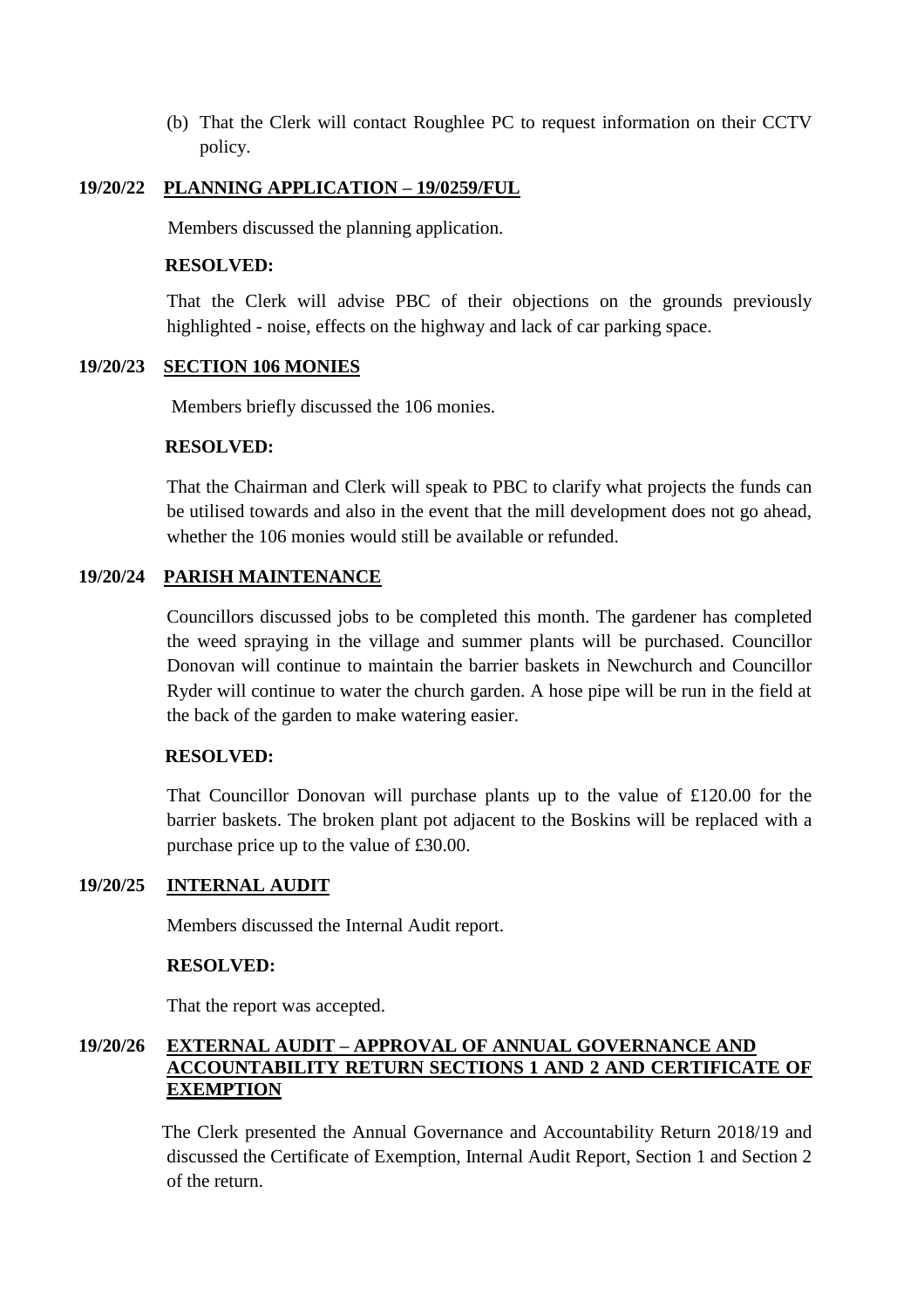(b) That the Clerk will contact Roughlee PC to request information on their CCTV policy.

**19/20/22 PLANNING APPLICATION – 19/0259/FUL**

Members discussed the planning application.

**RESOLVED:**

That the Clerk will advise PBC of their objections on the grounds previously highlighted - noise, effects on the highway and lack of car parking space.

**19/20/23 SECTION 106 MONIES**

Members briefly discussed the 106 monies.

**RESOLVED:**

That the Chairman and Clerk will speak to PBC to clarify what projects the funds can be utilised towards and also in the event that the mill development does not go ahead, whether the 106 monies would still be available or refunded.

**19/20/24 PARISH MAINTENANCE**

Councillors discussed jobs to be completed this month. The gardener has completed the weed spraying in the village and summer plants will be purchased. Councillor Donovan will continue to maintain the barrier baskets in Newchurch and Councillor Ryder will continue to water the church garden. A hose pipe will be run in the field at the back of the garden to make watering easier.

**RESOLVED:**

That Councillor Donovan will purchase plants up to the value of £120.00 for the barrier baskets. The broken plant pot adjacent to the Boskins will be replaced with a purchase price up to the value of £30.00.

**19/20/25 INTERNAL AUDIT**

Members discussed the Internal Audit report.

**RESOLVED:**

That the report was accepted.

**19/20/26 EXTERNAL AUDIT – APPROVAL OF ANNUAL GOVERNANCE AND ACCOUNTABILITY RETURN SECTIONS 1 AND 2 AND CERTIFICATE OF EXEMPTION**

The Clerk presented the Annual Governance and Accountability Return 2018/19 and discussed the Certificate of Exemption, Internal Audit Report, Section 1 and Section 2 of the return.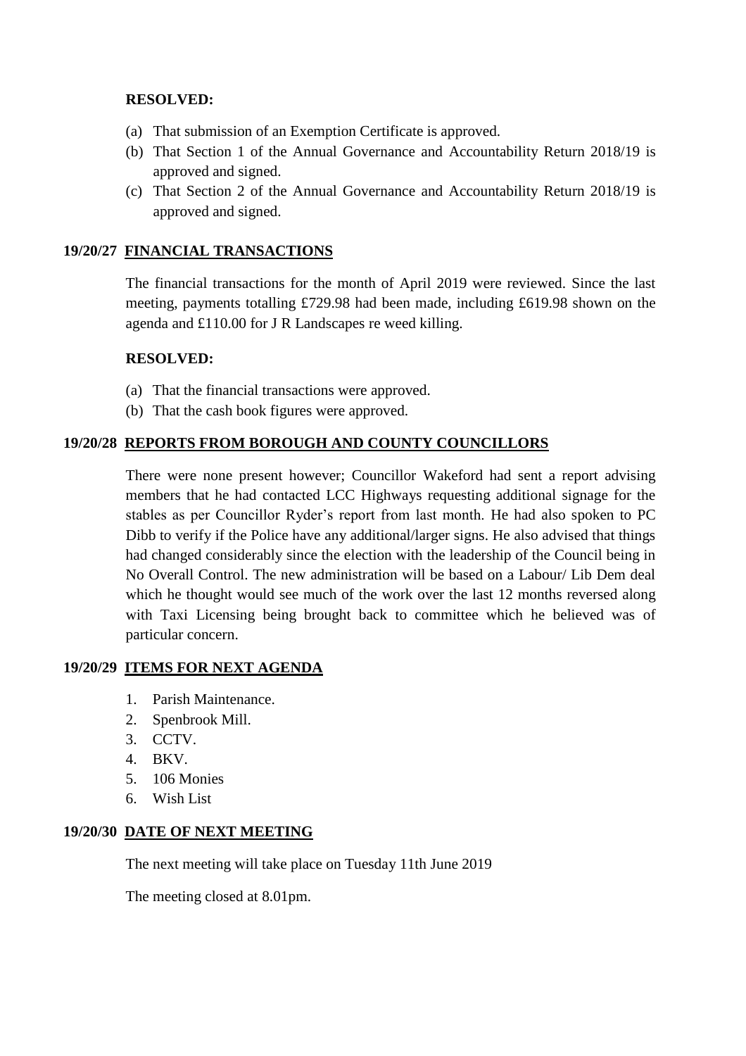**RESOLVED:**

(a) That submission of an Exemption Certificate is approved.
(b) That Section 1 of the Annual Governance and Accountability Return 2018/19 is approved and signed.
(c) That Section 2 of the Annual Governance and Accountability Return 2018/19 is approved and signed.

## 19/20/27 FINANCIAL TRANSACTIONS

The financial transactions for the month of April 2019 were reviewed. Since the last meeting, payments totalling £729.98 had been made, including £619.98 shown on the agenda and £110.00 for J R Landscapes re weed killing.

**RESOLVED:**

(a) That the financial transactions were approved.
(b) That the cash book figures were approved.

## 19/20/28 REPORTS FROM BOROUGH AND COUNTY COUNCILLORS

There were none present however; Councillor Wakeford had sent a report advising members that he had contacted LCC Highways requesting additional signage for the stables as per Councillor Ryder's report from last month. He had also spoken to PC Dibb to verify if the Police have any additional/larger signs. He also advised that things had changed considerably since the election with the leadership of the Council being in No Overall Control. The new administration will be based on a Labour/ Lib Dem deal which he thought would see much of the work over the last 12 months reversed along with Taxi Licensing being brought back to committee which he believed was of particular concern.

## 19/20/29 ITEMS FOR NEXT AGENDA

1. Parish Maintenance.
2. Spenbrook Mill.
3. CCTV.
4. BKV.
5. 106 Monies
6. Wish List

## 19/20/30 DATE OF NEXT MEETING

The next meeting will take place on Tuesday 11th June 2019

The meeting closed at 8.01pm.